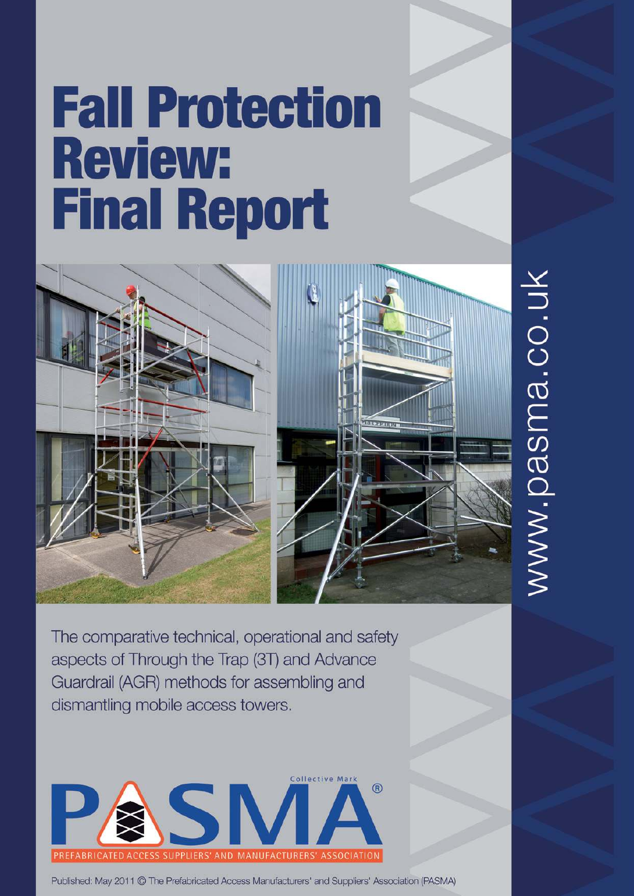# Fall Protection Review: Final Report

www.pasma.co.uk

The comparative technical, operational and safety aspects of Through the Trap (3T) and Advance Guardrail (AGR) methods for assembling and dismantling mobile access towers.

PASMA® Collective Mark

PREFABRICATED ACCESS SUPPLIERS' AND MANUFACTURERS' ASSOCIATION

Published: May 2011 © The Prefabricated Access Manufacturers' and Suppliers' Association (PASMA)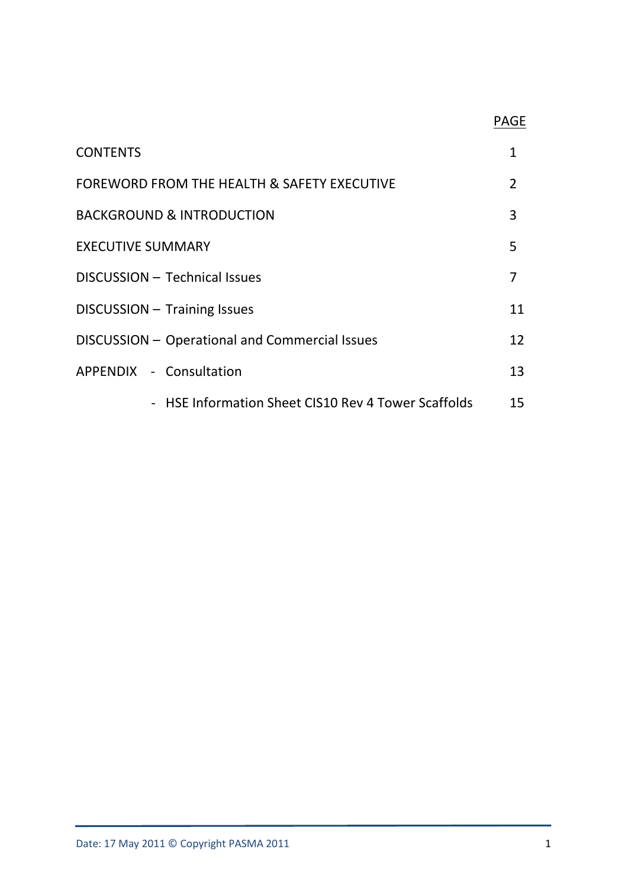| | PAGE |
|---|---|
| CONTENTS | 1 |
| FOREWORD FROM THE HEALTH & SAFETY EXECUTIVE | 2 |
| BACKGROUND & INTRODUCTION | 3 |
| EXECUTIVE SUMMARY | 5 |
| DISCUSSION – Technical Issues | 7 |
| DISCUSSION – Training Issues | 11 |
| DISCUSSION – Operational and Commercial Issues | 12 |
| APPENDIX - Consultation | 13 |
| - HSE Information Sheet CIS10 Rev 4 Tower Scaffolds | 15 |

Date: 17 May 2011 © Copyright PASMA 2011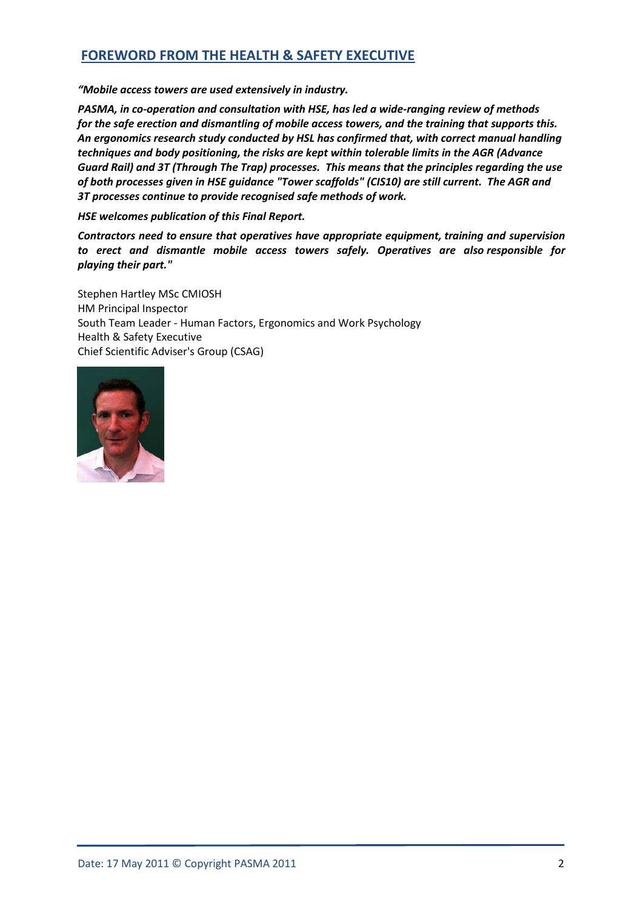## FOREWORD FROM THE HEALTH & SAFETY EXECUTIVE

***"Mobile access towers are used extensively in industry.***

***PASMA, in co-operation and consultation with HSE, has led a wide-ranging review of methods for the safe erection and dismantling of mobile access towers, and the training that supports this. An ergonomics research study conducted by HSL has confirmed that, with correct manual handling techniques and body positioning, the risks are kept within tolerable limits in the AGR (Advance Guard Rail) and 3T (Through The Trap) processes. This means that the principles regarding the use of both processes given in HSE guidance "Tower scaffolds" (CIS10) are still current. The AGR and 3T processes continue to provide recognised safe methods of work.***

***HSE welcomes publication of this Final Report.***

***Contractors need to ensure that operatives have appropriate equipment, training and supervision to erect and dismantle mobile access towers safely. Operatives are also responsible for playing their part."***

Stephen Hartley MSc CMIOSH
HM Principal Inspector
South Team Leader - Human Factors, Ergonomics and Work Psychology
Health & Safety Executive
Chief Scientific Adviser's Group (CSAG)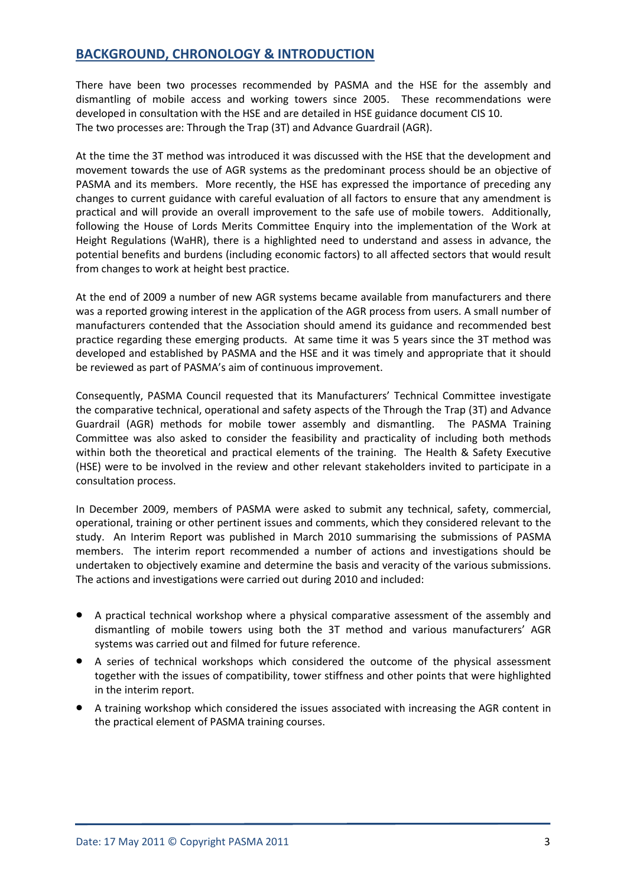## BACKGROUND, CHRONOLOGY & INTRODUCTION

There have been two processes recommended by PASMA and the HSE for the assembly and dismantling of mobile access and working towers since 2005. These recommendations were developed in consultation with the HSE and are detailed in HSE guidance document CIS 10.
The two processes are: Through the Trap (3T) and Advance Guardrail (AGR).

At the time the 3T method was introduced it was discussed with the HSE that the development and movement towards the use of AGR systems as the predominant process should be an objective of PASMA and its members. More recently, the HSE has expressed the importance of preceding any changes to current guidance with careful evaluation of all factors to ensure that any amendment is practical and will provide an overall improvement to the safe use of mobile towers. Additionally, following the House of Lords Merits Committee Enquiry into the implementation of the Work at Height Regulations (WaHR), there is a highlighted need to understand and assess in advance, the potential benefits and burdens (including economic factors) to all affected sectors that would result from changes to work at height best practice.

At the end of 2009 a number of new AGR systems became available from manufacturers and there was a reported growing interest in the application of the AGR process from users. A small number of manufacturers contended that the Association should amend its guidance and recommended best practice regarding these emerging products. At same time it was 5 years since the 3T method was developed and established by PASMA and the HSE and it was timely and appropriate that it should be reviewed as part of PASMA's aim of continuous improvement.

Consequently, PASMA Council requested that its Manufacturers' Technical Committee investigate the comparative technical, operational and safety aspects of the Through the Trap (3T) and Advance Guardrail (AGR) methods for mobile tower assembly and dismantling. The PASMA Training Committee was also asked to consider the feasibility and practicality of including both methods within both the theoretical and practical elements of the training. The Health & Safety Executive (HSE) were to be involved in the review and other relevant stakeholders invited to participate in a consultation process.

In December 2009, members of PASMA were asked to submit any technical, safety, commercial, operational, training or other pertinent issues and comments, which they considered relevant to the study. An Interim Report was published in March 2010 summarising the submissions of PASMA members. The interim report recommended a number of actions and investigations should be undertaken to objectively examine and determine the basis and veracity of the various submissions. The actions and investigations were carried out during 2010 and included:

- A practical technical workshop where a physical comparative assessment of the assembly and dismantling of mobile towers using both the 3T method and various manufacturers' AGR systems was carried out and filmed for future reference.
- A series of technical workshops which considered the outcome of the physical assessment together with the issues of compatibility, tower stiffness and other points that were highlighted in the interim report.
- A training workshop which considered the issues associated with increasing the AGR content in the practical element of PASMA training courses.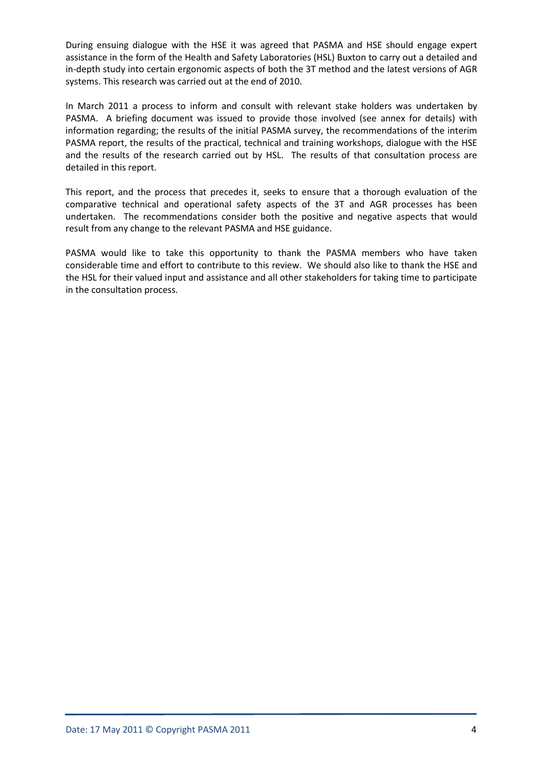During ensuing dialogue with the HSE it was agreed that PASMA and HSE should engage expert assistance in the form of the Health and Safety Laboratories (HSL) Buxton to carry out a detailed and in-depth study into certain ergonomic aspects of both the 3T method and the latest versions of AGR systems. This research was carried out at the end of 2010.

In March 2011 a process to inform and consult with relevant stake holders was undertaken by PASMA. A briefing document was issued to provide those involved (see annex for details) with information regarding; the results of the initial PASMA survey, the recommendations of the interim PASMA report, the results of the practical, technical and training workshops, dialogue with the HSE and the results of the research carried out by HSL. The results of that consultation process are detailed in this report.

This report, and the process that precedes it, seeks to ensure that a thorough evaluation of the comparative technical and operational safety aspects of the 3T and AGR processes has been undertaken. The recommendations consider both the positive and negative aspects that would result from any change to the relevant PASMA and HSE guidance.

PASMA would like to take this opportunity to thank the PASMA members who have taken considerable time and effort to contribute to this review. We should also like to thank the HSE and the HSL for their valued input and assistance and all other stakeholders for taking time to participate in the consultation process.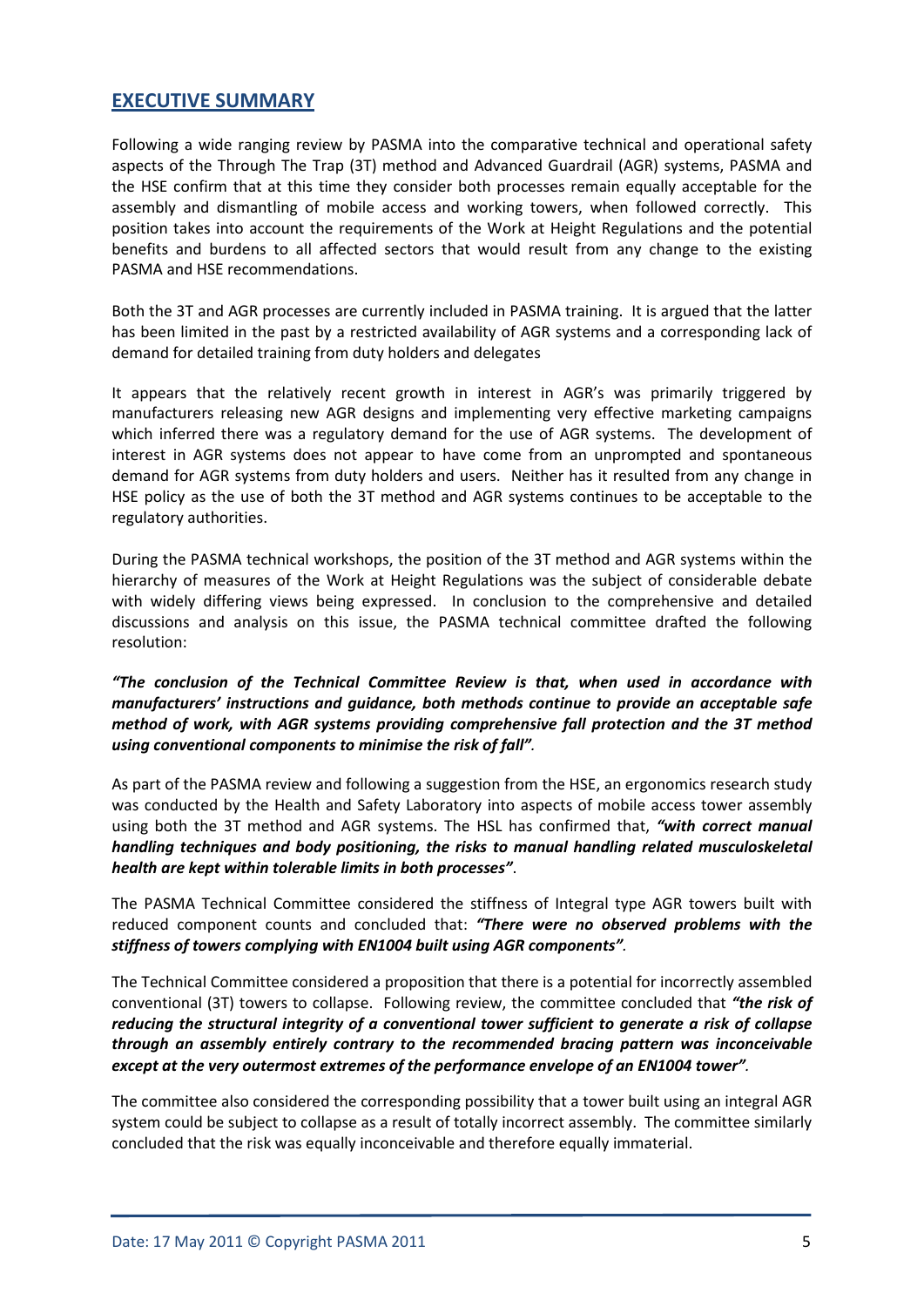## EXECUTIVE SUMMARY

Following a wide ranging review by PASMA into the comparative technical and operational safety aspects of the Through The Trap (3T) method and Advanced Guardrail (AGR) systems, PASMA and the HSE confirm that at this time they consider both processes remain equally acceptable for the assembly and dismantling of mobile access and working towers, when followed correctly. This position takes into account the requirements of the Work at Height Regulations and the potential benefits and burdens to all affected sectors that would result from any change to the existing PASMA and HSE recommendations.

Both the 3T and AGR processes are currently included in PASMA training. It is argued that the latter has been limited in the past by a restricted availability of AGR systems and a corresponding lack of demand for detailed training from duty holders and delegates

It appears that the relatively recent growth in interest in AGR's was primarily triggered by manufacturers releasing new AGR designs and implementing very effective marketing campaigns which inferred there was a regulatory demand for the use of AGR systems. The development of interest in AGR systems does not appear to have come from an unprompted and spontaneous demand for AGR systems from duty holders and users. Neither has it resulted from any change in HSE policy as the use of both the 3T method and AGR systems continues to be acceptable to the regulatory authorities.

During the PASMA technical workshops, the position of the 3T method and AGR systems within the hierarchy of measures of the Work at Height Regulations was the subject of considerable debate with widely differing views being expressed. In conclusion to the comprehensive and detailed discussions and analysis on this issue, the PASMA technical committee drafted the following resolution:

***"The conclusion of the Technical Committee Review is that, when used in accordance with manufacturers' instructions and guidance, both methods continue to provide an acceptable safe method of work, with AGR systems providing comprehensive fall protection and the 3T method using conventional components to minimise the risk of fall"***.

As part of the PASMA review and following a suggestion from the HSE, an ergonomics research study was conducted by the Health and Safety Laboratory into aspects of mobile access tower assembly using both the 3T method and AGR systems. The HSL has confirmed that, ***"with correct manual handling techniques and body positioning, the risks to manual handling related musculoskeletal health are kept within tolerable limits in both processes"***.

The PASMA Technical Committee considered the stiffness of Integral type AGR towers built with reduced component counts and concluded that: ***"There were no observed problems with the stiffness of towers complying with EN1004 built using AGR components"***.

The Technical Committee considered a proposition that there is a potential for incorrectly assembled conventional (3T) towers to collapse. Following review, the committee concluded that ***"the risk of reducing the structural integrity of a conventional tower sufficient to generate a risk of collapse through an assembly entirely contrary to the recommended bracing pattern was inconceivable except at the very outermost extremes of the performance envelope of an EN1004 tower"***.

The committee also considered the corresponding possibility that a tower built using an integral AGR system could be subject to collapse as a result of totally incorrect assembly. The committee similarly concluded that the risk was equally inconceivable and therefore equally immaterial.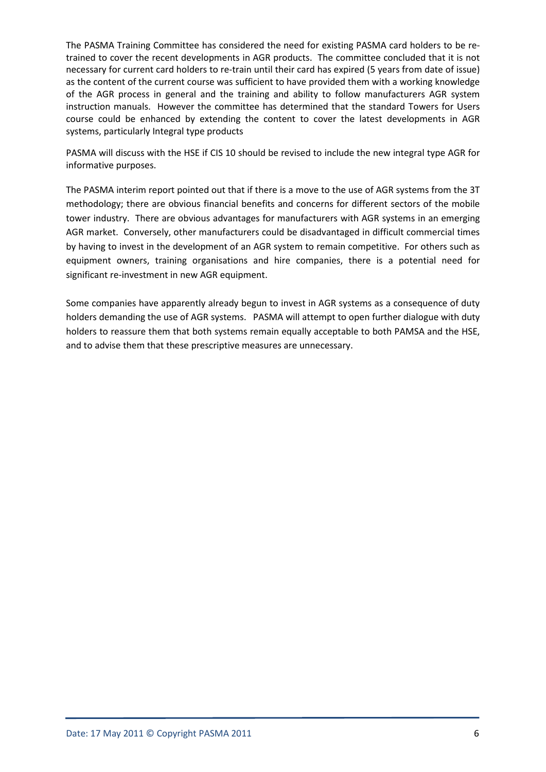The PASMA Training Committee has considered the need for existing PASMA card holders to be re-trained to cover the recent developments in AGR products. The committee concluded that it is not necessary for current card holders to re-train until their card has expired (5 years from date of issue) as the content of the current course was sufficient to have provided them with a working knowledge of the AGR process in general and the training and ability to follow manufacturers AGR system instruction manuals. However the committee has determined that the standard Towers for Users course could be enhanced by extending the content to cover the latest developments in AGR systems, particularly Integral type products

PASMA will discuss with the HSE if CIS 10 should be revised to include the new integral type AGR for informative purposes.

The PASMA interim report pointed out that if there is a move to the use of AGR systems from the 3T methodology; there are obvious financial benefits and concerns for different sectors of the mobile tower industry. There are obvious advantages for manufacturers with AGR systems in an emerging AGR market. Conversely, other manufacturers could be disadvantaged in difficult commercial times by having to invest in the development of an AGR system to remain competitive. For others such as equipment owners, training organisations and hire companies, there is a potential need for significant re-investment in new AGR equipment.

Some companies have apparently already begun to invest in AGR systems as a consequence of duty holders demanding the use of AGR systems. PASMA will attempt to open further dialogue with duty holders to reassure them that both systems remain equally acceptable to both PAMSA and the HSE, and to advise them that these prescriptive measures are unnecessary.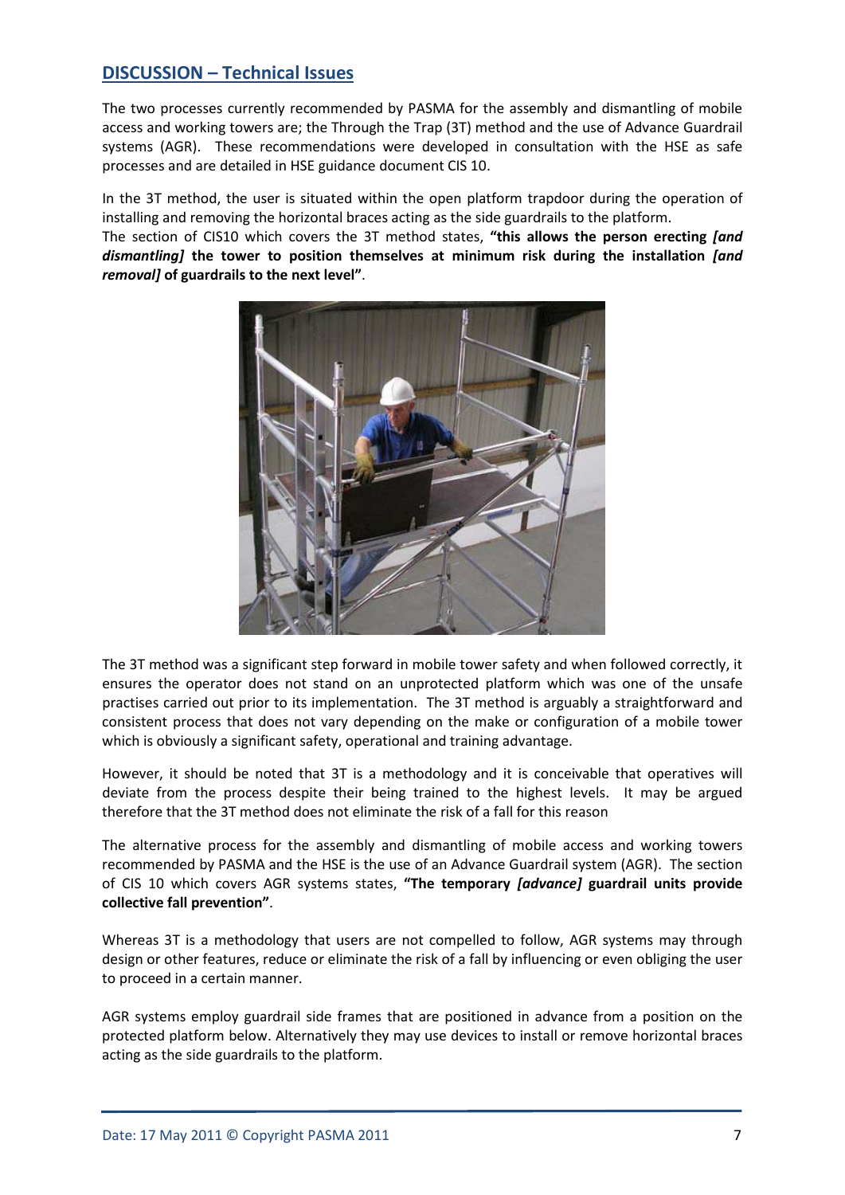## DISCUSSION – Technical Issues

The two processes currently recommended by PASMA for the assembly and dismantling of mobile access and working towers are; the Through the Trap (3T) method and the use of Advance Guardrail systems (AGR). These recommendations were developed in consultation with the HSE as safe processes and are detailed in HSE guidance document CIS 10.

In the 3T method, the user is situated within the open platform trapdoor during the operation of installing and removing the horizontal braces acting as the side guardrails to the platform.
The section of CIS10 which covers the 3T method states, **"this allows the person erecting *[and dismantling]* the tower to position themselves at minimum risk during the installation *[and removal]* of guardrails to the next level"**.

The 3T method was a significant step forward in mobile tower safety and when followed correctly, it ensures the operator does not stand on an unprotected platform which was one of the unsafe practises carried out prior to its implementation. The 3T method is arguably a straightforward and consistent process that does not vary depending on the make or configuration of a mobile tower which is obviously a significant safety, operational and training advantage.

However, it should be noted that 3T is a methodology and it is conceivable that operatives will deviate from the process despite their being trained to the highest levels. It may be argued therefore that the 3T method does not eliminate the risk of a fall for this reason

The alternative process for the assembly and dismantling of mobile access and working towers recommended by PASMA and the HSE is the use of an Advance Guardrail system (AGR). The section of CIS 10 which covers AGR systems states, **"The temporary *[advance]* guardrail units provide collective fall prevention"**.

Whereas 3T is a methodology that users are not compelled to follow, AGR systems may through design or other features, reduce or eliminate the risk of a fall by influencing or even obliging the user to proceed in a certain manner.

AGR systems employ guardrail side frames that are positioned in advance from a position on the protected platform below. Alternatively they may use devices to install or remove horizontal braces acting as the side guardrails to the platform.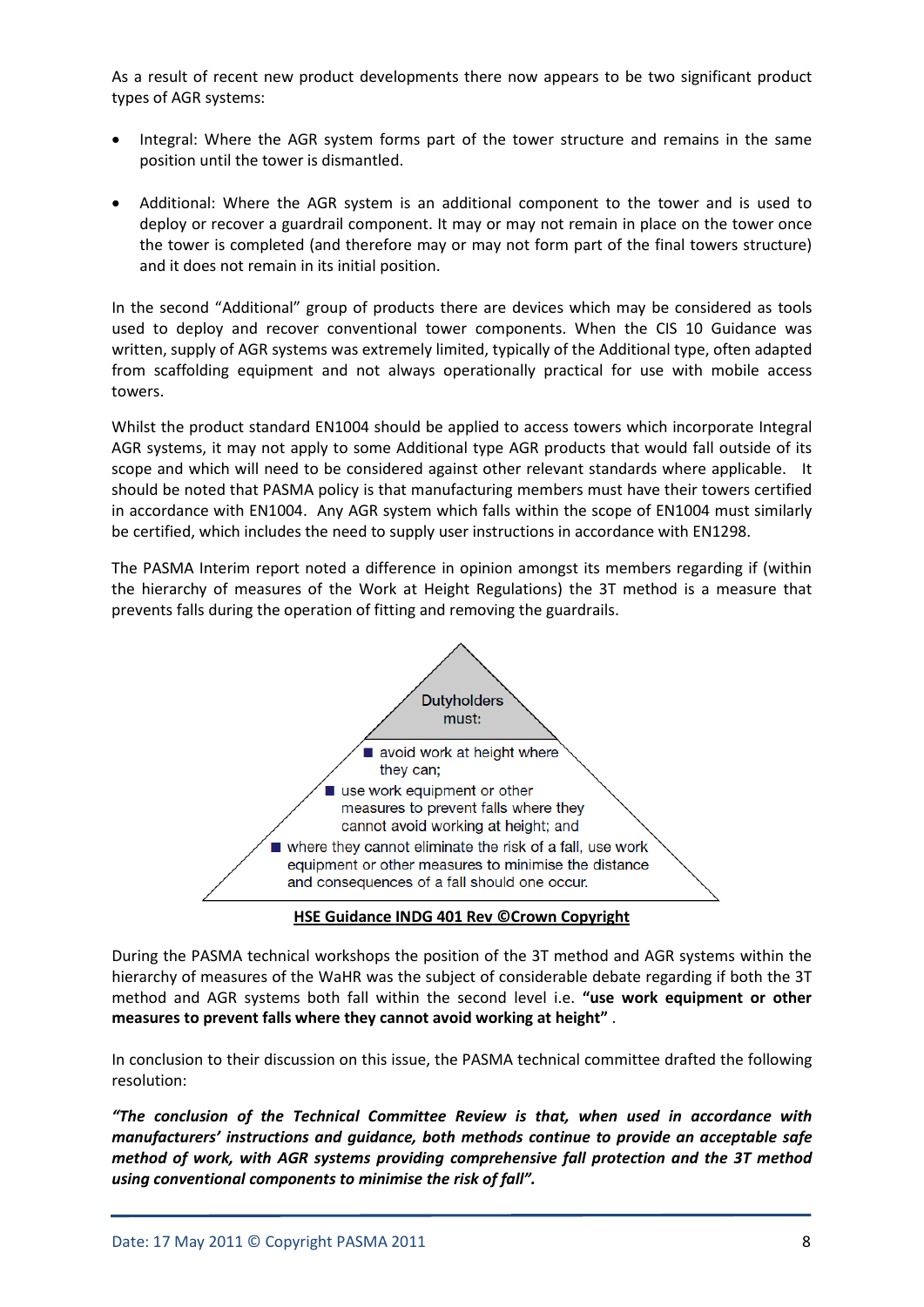As a result of recent new product developments there now appears to be two significant product types of AGR systems:

- Integral: Where the AGR system forms part of the tower structure and remains in the same position until the tower is dismantled.

- Additional: Where the AGR system is an additional component to the tower and is used to deploy or recover a guardrail component. It may or may not remain in place on the tower once the tower is completed (and therefore may or may not form part of the final towers structure) and it does not remain in its initial position.

In the second "Additional" group of products there are devices which may be considered as tools used to deploy and recover conventional tower components. When the CIS 10 Guidance was written, supply of AGR systems was extremely limited, typically of the Additional type, often adapted from scaffolding equipment and not always operationally practical for use with mobile access towers.

Whilst the product standard EN1004 should be applied to access towers which incorporate Integral AGR systems, it may not apply to some Additional type AGR products that would fall outside of its scope and which will need to be considered against other relevant standards where applicable. It should be noted that PASMA policy is that manufacturing members must have their towers certified in accordance with EN1004. Any AGR system which falls within the scope of EN1004 must similarly be certified, which includes the need to supply user instructions in accordance with EN1298.

The PASMA Interim report noted a difference in opinion amongst its members regarding if (within the hierarchy of measures of the Work at Height Regulations) the 3T method is a measure that prevents falls during the operation of fitting and removing the guardrails.

Dutyholders must:

- avoid work at height where they can;
- use work equipment or other measures to prevent falls where they cannot avoid working at height; and
- where they cannot eliminate the risk of a fall, use work equipment or other measures to minimise the distance and consequences of a fall should one occur.

**HSE Guidance INDG 401 Rev ©Crown Copyright**

During the PASMA technical workshops the position of the 3T method and AGR systems within the hierarchy of measures of the WaHR was the subject of considerable debate regarding if both the 3T method and AGR systems both fall within the second level i.e. **"use work equipment or other measures to prevent falls where they cannot avoid working at height"** .

In conclusion to their discussion on this issue, the PASMA technical committee drafted the following resolution:

***"The conclusion of the Technical Committee Review is that, when used in accordance with manufacturers' instructions and guidance, both methods continue to provide an acceptable safe method of work, with AGR systems providing comprehensive fall protection and the 3T method using conventional components to minimise the risk of fall".***

Date: 17 May 2011 © Copyright PASMA 2011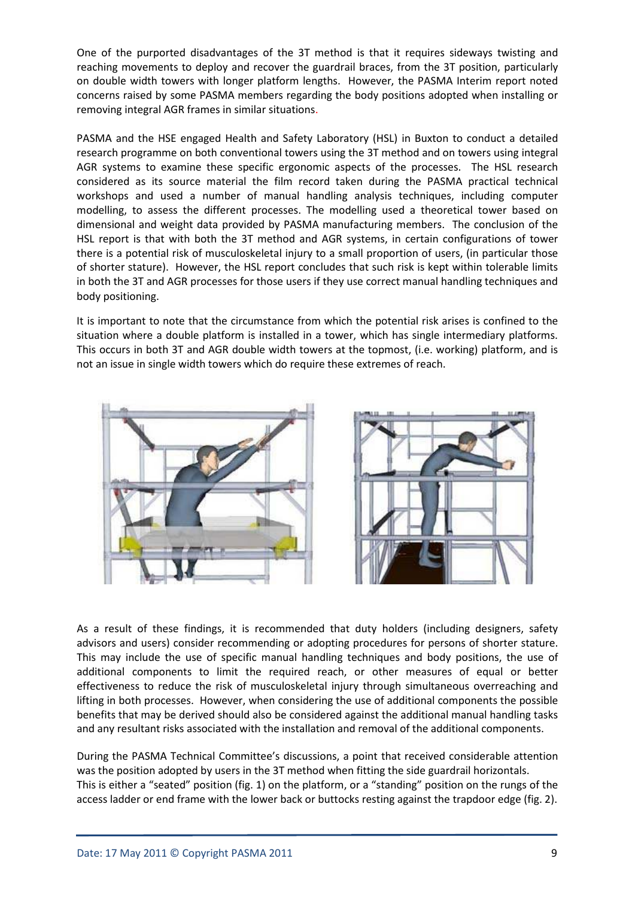One of the purported disadvantages of the 3T method is that it requires sideways twisting and reaching movements to deploy and recover the guardrail braces, from the 3T position, particularly on double width towers with longer platform lengths. However, the PASMA Interim report noted concerns raised by some PASMA members regarding the body positions adopted when installing or removing integral AGR frames in similar situations.

PASMA and the HSE engaged Health and Safety Laboratory (HSL) in Buxton to conduct a detailed research programme on both conventional towers using the 3T method and on towers using integral AGR systems to examine these specific ergonomic aspects of the processes. The HSL research considered as its source material the film record taken during the PASMA practical technical workshops and used a number of manual handling analysis techniques, including computer modelling, to assess the different processes. The modelling used a theoretical tower based on dimensional and weight data provided by PASMA manufacturing members. The conclusion of the HSL report is that with both the 3T method and AGR systems, in certain configurations of tower there is a potential risk of musculoskeletal injury to a small proportion of users, (in particular those of shorter stature). However, the HSL report concludes that such risk is kept within tolerable limits in both the 3T and AGR processes for those users if they use correct manual handling techniques and body positioning.

It is important to note that the circumstance from which the potential risk arises is confined to the situation where a double platform is installed in a tower, which has single intermediary platforms. This occurs in both 3T and AGR double width towers at the topmost, (i.e. working) platform, and is not an issue in single width towers which do require these extremes of reach.

As a result of these findings, it is recommended that duty holders (including designers, safety advisors and users) consider recommending or adopting procedures for persons of shorter stature. This may include the use of specific manual handling techniques and body positions, the use of additional components to limit the required reach, or other measures of equal or better effectiveness to reduce the risk of musculoskeletal injury through simultaneous overreaching and lifting in both processes. However, when considering the use of additional components the possible benefits that may be derived should also be considered against the additional manual handling tasks and any resultant risks associated with the installation and removal of the additional components.

During the PASMA Technical Committee's discussions, a point that received considerable attention was the position adopted by users in the 3T method when fitting the side guardrail horizontals. This is either a "seated" position (fig. 1) on the platform, or a "standing" position on the rungs of the access ladder or end frame with the lower back or buttocks resting against the trapdoor edge (fig. 2).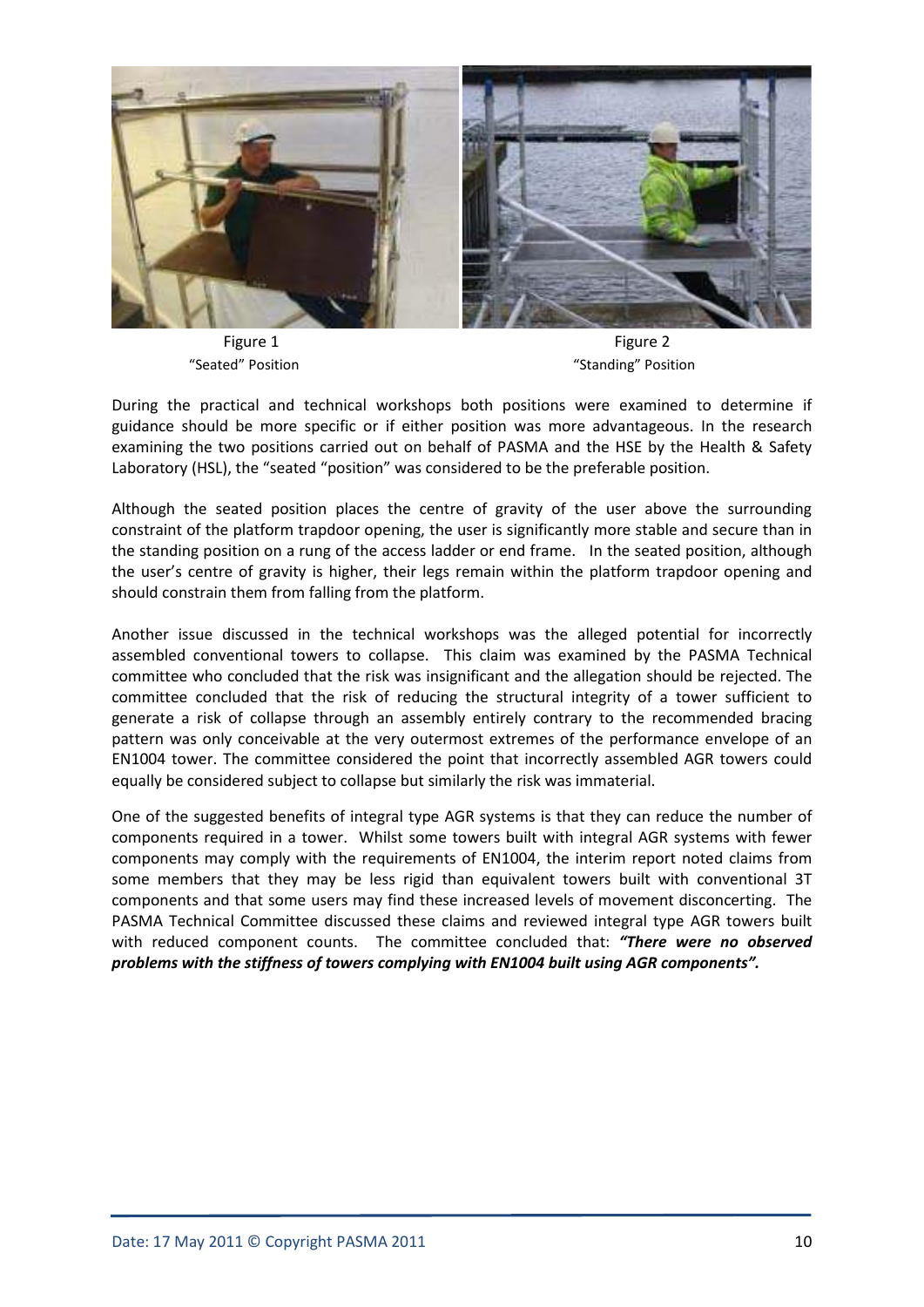Figure 1
"Seated" Position

Figure 2
"Standing" Position

During the practical and technical workshops both positions were examined to determine if guidance should be more specific or if either position was more advantageous. In the research examining the two positions carried out on behalf of PASMA and the HSE by the Health & Safety Laboratory (HSL), the "seated "position" was considered to be the preferable position.

Although the seated position places the centre of gravity of the user above the surrounding constraint of the platform trapdoor opening, the user is significantly more stable and secure than in the standing position on a rung of the access ladder or end frame. In the seated position, although the user's centre of gravity is higher, their legs remain within the platform trapdoor opening and should constrain them from falling from the platform.

Another issue discussed in the technical workshops was the alleged potential for incorrectly assembled conventional towers to collapse. This claim was examined by the PASMA Technical committee who concluded that the risk was insignificant and the allegation should be rejected. The committee concluded that the risk of reducing the structural integrity of a tower sufficient to generate a risk of collapse through an assembly entirely contrary to the recommended bracing pattern was only conceivable at the very outermost extremes of the performance envelope of an EN1004 tower. The committee considered the point that incorrectly assembled AGR towers could equally be considered subject to collapse but similarly the risk was immaterial.

One of the suggested benefits of integral type AGR systems is that they can reduce the number of components required in a tower. Whilst some towers built with integral AGR systems with fewer components may comply with the requirements of EN1004, the interim report noted claims from some members that they may be less rigid than equivalent towers built with conventional 3T components and that some users may find these increased levels of movement disconcerting. The PASMA Technical Committee discussed these claims and reviewed integral type AGR towers built with reduced component counts. The committee concluded that: ***"There were no observed problems with the stiffness of towers complying with EN1004 built using AGR components".***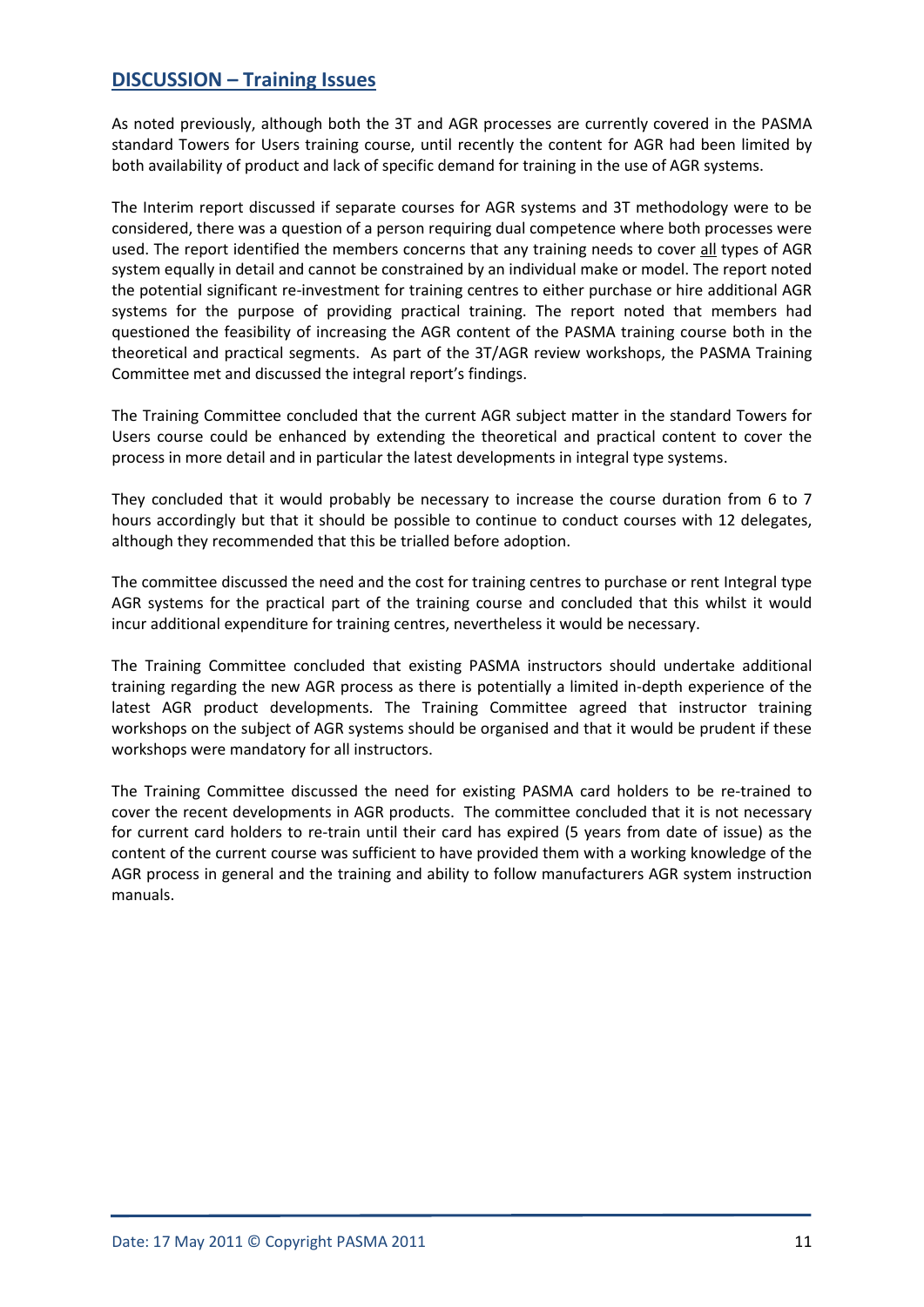## DISCUSSION – Training Issues

As noted previously, although both the 3T and AGR processes are currently covered in the PASMA standard Towers for Users training course, until recently the content for AGR had been limited by both availability of product and lack of specific demand for training in the use of AGR systems.

The Interim report discussed if separate courses for AGR systems and 3T methodology were to be considered, there was a question of a person requiring dual competence where both processes were used. The report identified the members concerns that any training needs to cover <u>all</u> types of AGR system equally in detail and cannot be constrained by an individual make or model. The report noted the potential significant re-investment for training centres to either purchase or hire additional AGR systems for the purpose of providing practical training. The report noted that members had questioned the feasibility of increasing the AGR content of the PASMA training course both in the theoretical and practical segments. As part of the 3T/AGR review workshops, the PASMA Training Committee met and discussed the integral report's findings.

The Training Committee concluded that the current AGR subject matter in the standard Towers for Users course could be enhanced by extending the theoretical and practical content to cover the process in more detail and in particular the latest developments in integral type systems.

They concluded that it would probably be necessary to increase the course duration from 6 to 7 hours accordingly but that it should be possible to continue to conduct courses with 12 delegates, although they recommended that this be trialled before adoption.

The committee discussed the need and the cost for training centres to purchase or rent Integral type AGR systems for the practical part of the training course and concluded that this whilst it would incur additional expenditure for training centres, nevertheless it would be necessary.

The Training Committee concluded that existing PASMA instructors should undertake additional training regarding the new AGR process as there is potentially a limited in-depth experience of the latest AGR product developments. The Training Committee agreed that instructor training workshops on the subject of AGR systems should be organised and that it would be prudent if these workshops were mandatory for all instructors.

The Training Committee discussed the need for existing PASMA card holders to be re-trained to cover the recent developments in AGR products. The committee concluded that it is not necessary for current card holders to re-train until their card has expired (5 years from date of issue) as the content of the current course was sufficient to have provided them with a working knowledge of the AGR process in general and the training and ability to follow manufacturers AGR system instruction manuals.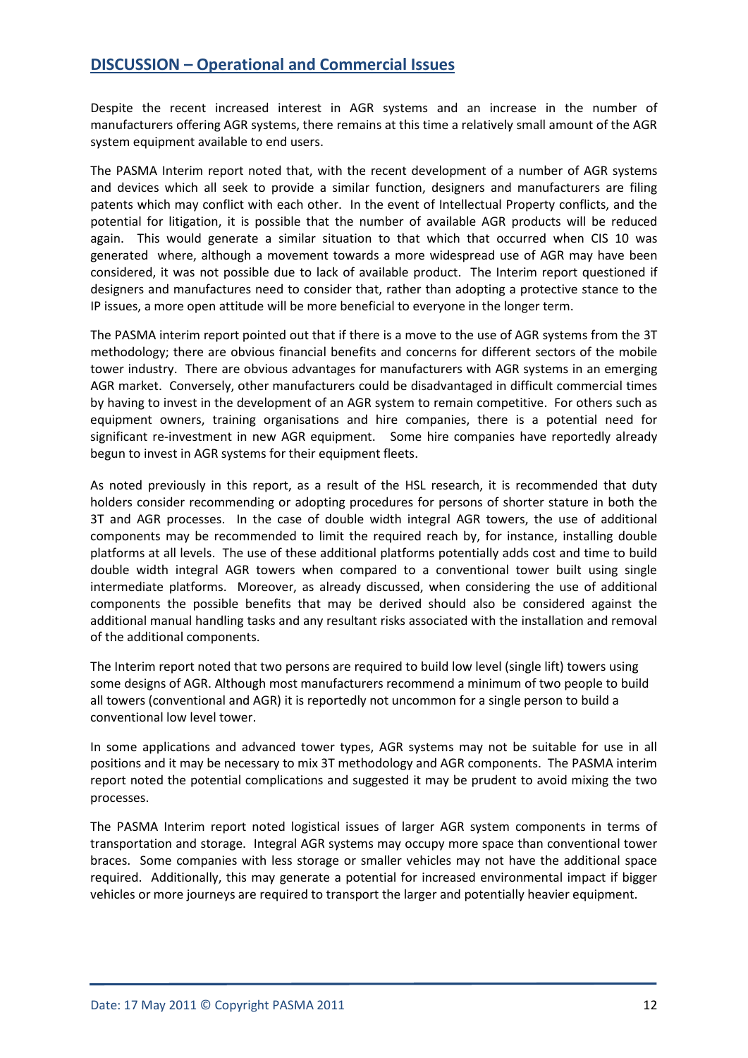## DISCUSSION – Operational and Commercial Issues

Despite the recent increased interest in AGR systems and an increase in the number of manufacturers offering AGR systems, there remains at this time a relatively small amount of the AGR system equipment available to end users.

The PASMA Interim report noted that, with the recent development of a number of AGR systems and devices which all seek to provide a similar function, designers and manufacturers are filing patents which may conflict with each other. In the event of Intellectual Property conflicts, and the potential for litigation, it is possible that the number of available AGR products will be reduced again. This would generate a similar situation to that which that occurred when CIS 10 was generated where, although a movement towards a more widespread use of AGR may have been considered, it was not possible due to lack of available product. The Interim report questioned if designers and manufactures need to consider that, rather than adopting a protective stance to the IP issues, a more open attitude will be more beneficial to everyone in the longer term.

The PASMA interim report pointed out that if there is a move to the use of AGR systems from the 3T methodology; there are obvious financial benefits and concerns for different sectors of the mobile tower industry. There are obvious advantages for manufacturers with AGR systems in an emerging AGR market. Conversely, other manufacturers could be disadvantaged in difficult commercial times by having to invest in the development of an AGR system to remain competitive. For others such as equipment owners, training organisations and hire companies, there is a potential need for significant re-investment in new AGR equipment. Some hire companies have reportedly already begun to invest in AGR systems for their equipment fleets.

As noted previously in this report, as a result of the HSL research, it is recommended that duty holders consider recommending or adopting procedures for persons of shorter stature in both the 3T and AGR processes. In the case of double width integral AGR towers, the use of additional components may be recommended to limit the required reach by, for instance, installing double platforms at all levels. The use of these additional platforms potentially adds cost and time to build double width integral AGR towers when compared to a conventional tower built using single intermediate platforms. Moreover, as already discussed, when considering the use of additional components the possible benefits that may be derived should also be considered against the additional manual handling tasks and any resultant risks associated with the installation and removal of the additional components.

The Interim report noted that two persons are required to build low level (single lift) towers using some designs of AGR. Although most manufacturers recommend a minimum of two people to build all towers (conventional and AGR) it is reportedly not uncommon for a single person to build a conventional low level tower.

In some applications and advanced tower types, AGR systems may not be suitable for use in all positions and it may be necessary to mix 3T methodology and AGR components. The PASMA interim report noted the potential complications and suggested it may be prudent to avoid mixing the two processes.

The PASMA Interim report noted logistical issues of larger AGR system components in terms of transportation and storage. Integral AGR systems may occupy more space than conventional tower braces. Some companies with less storage or smaller vehicles may not have the additional space required. Additionally, this may generate a potential for increased environmental impact if bigger vehicles or more journeys are required to transport the larger and potentially heavier equipment.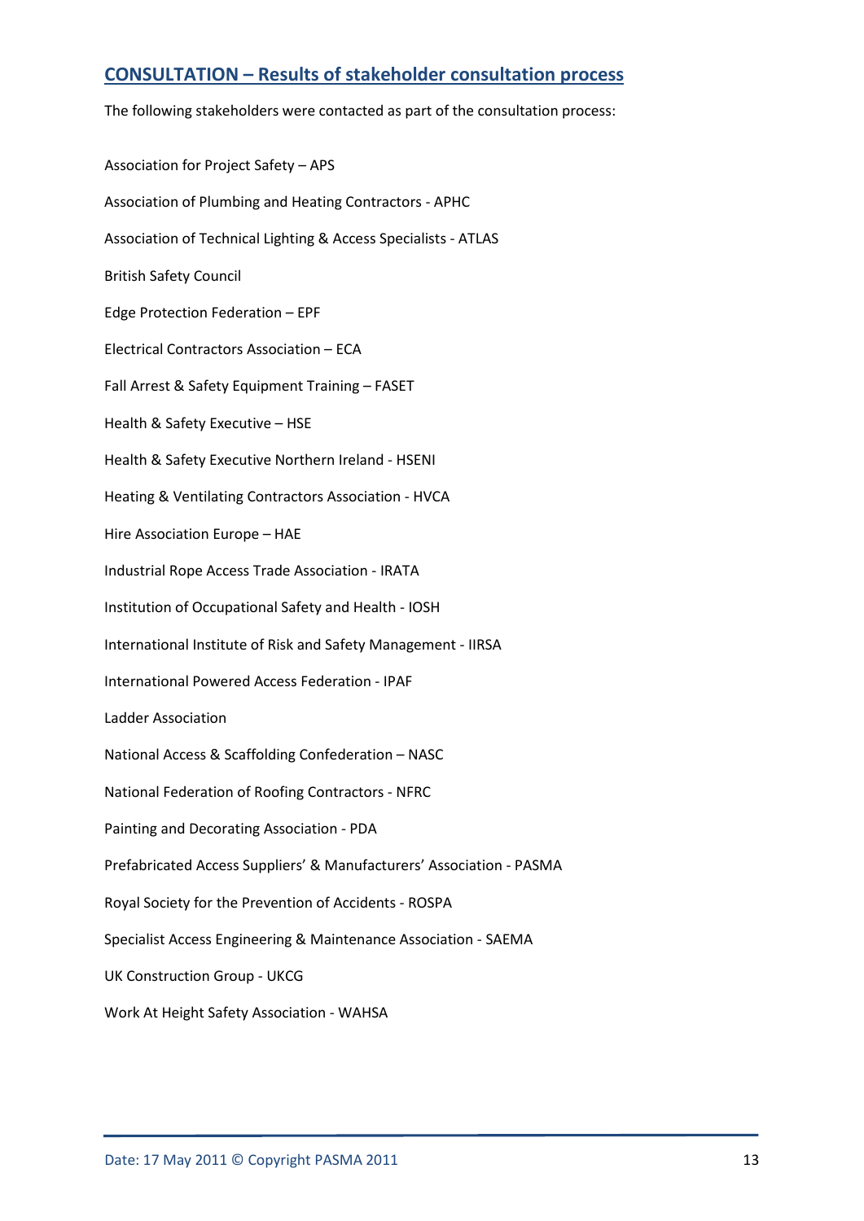## CONSULTATION – Results of stakeholder consultation process

The following stakeholders were contacted as part of the consultation process:

Association for Project Safety – APS

Association of Plumbing and Heating Contractors - APHC

Association of Technical Lighting & Access Specialists - ATLAS

British Safety Council

Edge Protection Federation – EPF

Electrical Contractors Association – ECA

Fall Arrest & Safety Equipment Training – FASET

Health & Safety Executive – HSE

Health & Safety Executive Northern Ireland - HSENI

Heating & Ventilating Contractors Association - HVCA

Hire Association Europe – HAE

Industrial Rope Access Trade Association - IRATA

Institution of Occupational Safety and Health - IOSH

International Institute of Risk and Safety Management - IIRSA

International Powered Access Federation - IPAF

Ladder Association

National Access & Scaffolding Confederation – NASC

National Federation of Roofing Contractors - NFRC

Painting and Decorating Association - PDA

Prefabricated Access Suppliers' & Manufacturers' Association - PASMA

Royal Society for the Prevention of Accidents - ROSPA

Specialist Access Engineering & Maintenance Association - SAEMA

UK Construction Group - UKCG

Work At Height Safety Association - WAHSA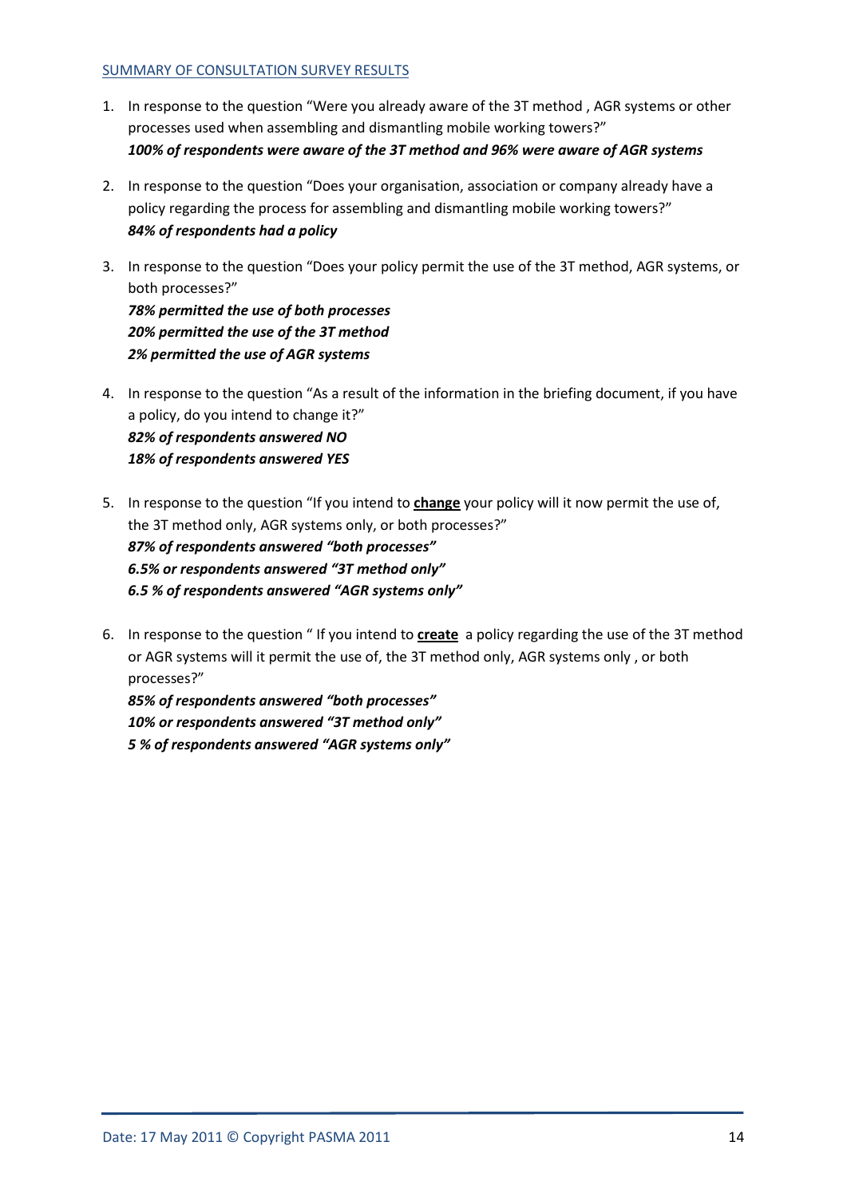SUMMARY OF CONSULTATION SURVEY RESULTS

1. In response to the question "Were you already aware of the 3T method , AGR systems or other processes used when assembling and dismantling mobile working towers?"
   ***100% of respondents were aware of the 3T method and 96% were aware of AGR systems***

2. In response to the question "Does your organisation, association or company already have a policy regarding the process for assembling and dismantling mobile working towers?"
   ***84% of respondents had a policy***

3. In response to the question "Does your policy permit the use of the 3T method, AGR systems, or both processes?"
   ***78% permitted the use of both processes***
   ***20% permitted the use of the 3T method***
   ***2% permitted the use of AGR systems***

4. In response to the question "As a result of the information in the briefing document, if you have a policy, do you intend to change it?"
   ***82% of respondents answered NO***
   ***18% of respondents answered YES***

5. In response to the question "If you intend to **change** your policy will it now permit the use of, the 3T method only, AGR systems only, or both processes?"
   ***87% of respondents answered "both processes"***
   ***6.5% or respondents answered "3T method only"***
   ***6.5 % of respondents answered "AGR systems only"***

6. In response to the question " If you intend to **create** a policy regarding the use of the 3T method or AGR systems will it permit the use of, the 3T method only, AGR systems only , or both processes?"
   ***85% of respondents answered "both processes"***
   ***10% or respondents answered "3T method only"***
   ***5 % of respondents answered "AGR systems only"***

Date: 17 May 2011 © Copyright PASMA 2011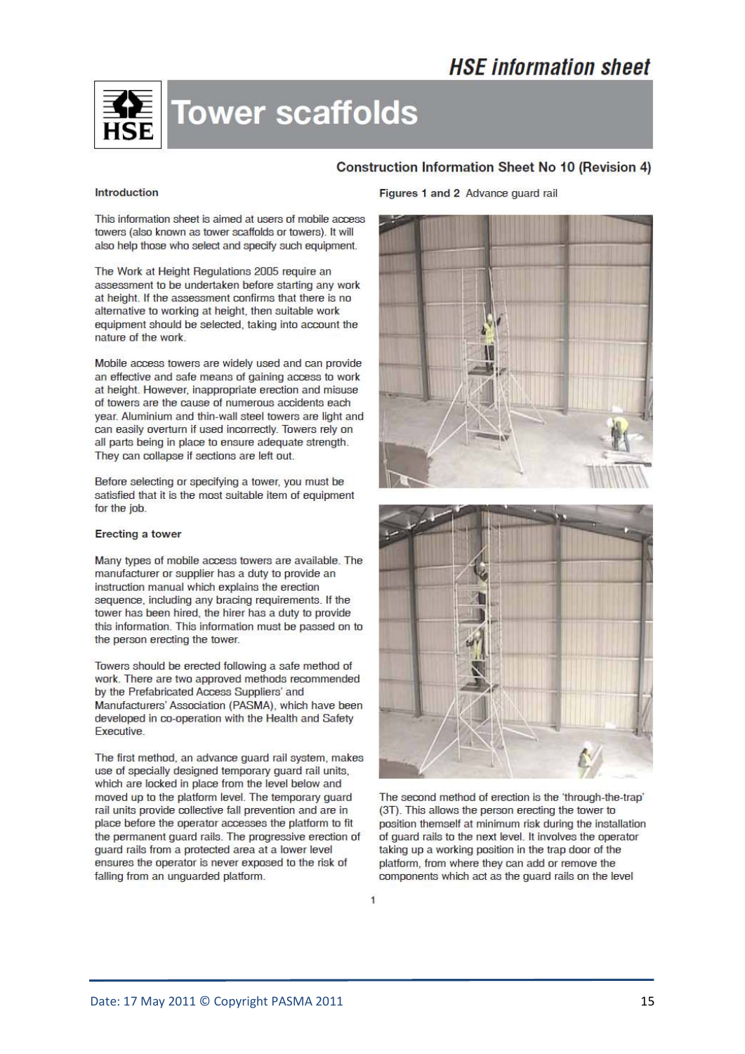# HSE information sheet

# Tower scaffolds

## Construction Information Sheet No 10 (Revision 4)

### Introduction

This information sheet is aimed at users of mobile access towers (also known as tower scaffolds or towers). It will also help those who select and specify such equipment.

The Work at Height Regulations 2005 require an assessment to be undertaken before starting any work at height. If the assessment confirms that there is no alternative to working at height, then suitable work equipment should be selected, taking into account the nature of the work.

Mobile access towers are widely used and can provide an effective and safe means of gaining access to work at height. However, inappropriate erection and misuse of towers are the cause of numerous accidents each year. Aluminium and thin-wall steel towers are light and can easily overturn if used incorrectly. Towers rely on all parts being in place to ensure adequate strength. They can collapse if sections are left out.

Before selecting or specifying a tower, you must be satisfied that it is the most suitable item of equipment for the job.

### Erecting a tower

Many types of mobile access towers are available. The manufacturer or supplier has a duty to provide an instruction manual which explains the erection sequence, including any bracing requirements. If the tower has been hired, the hirer has a duty to provide this information. This information must be passed on to the person erecting the tower.

Towers should be erected following a safe method of work. There are two approved methods recommended by the Prefabricated Access Suppliers' and Manufacturers' Association (PASMA), which have been developed in co-operation with the Health and Safety Executive.

The first method, an advance guard rail system, makes use of specially designed temporary guard rail units, which are locked in place from the level below and moved up to the platform level. The temporary guard rail units provide collective fall prevention and are in place before the operator accesses the platform to fit the permanent guard rails. The progressive erection of guard rails from a protected area at a lower level ensures the operator is never exposed to the risk of falling from an unguarded platform.

**Figures 1 and 2** Advance guard rail

The second method of erection is the 'through-the-trap' (3T). This allows the person erecting the tower to position themself at minimum risk during the installation of guard rails to the next level. It involves the operator taking up a working position in the trap door of the platform, from where they can add or remove the components which act as the guard rails on the level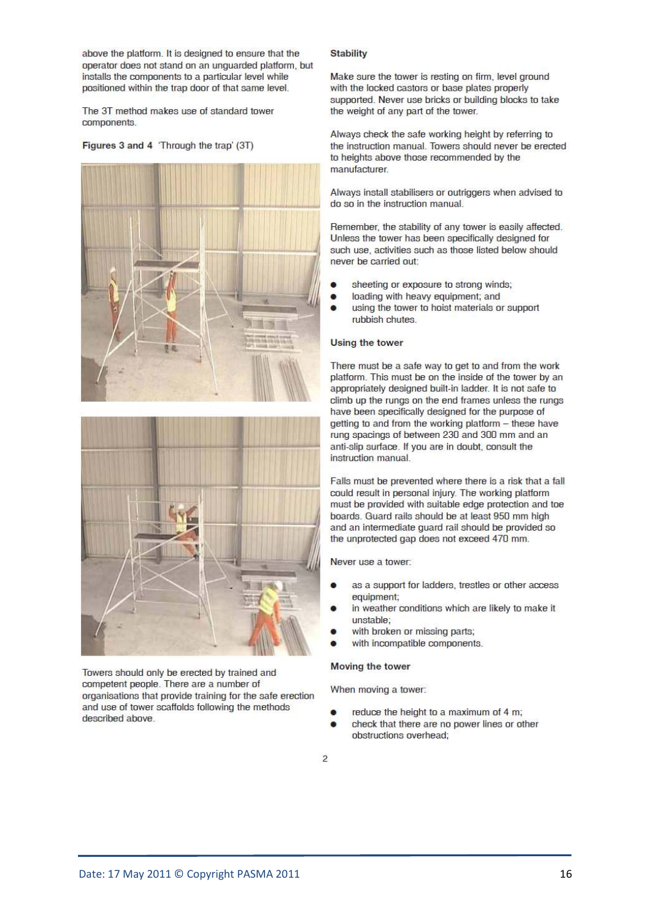above the platform. It is designed to ensure that the operator does not stand on an unguarded platform, but installs the components to a particular level while positioned within the trap door of that same level.

The 3T method makes use of standard tower components.

**Figures 3 and 4** 'Through the trap' (3T)

Towers should only be erected by trained and competent people. There are a number of organisations that provide training for the safe erection and use of tower scaffolds following the methods described above.

### Stability

Make sure the tower is resting on firm, level ground with the locked castors or base plates properly supported. Never use bricks or building blocks to take the weight of any part of the tower.

Always check the safe working height by referring to the instruction manual. Towers should never be erected to heights above those recommended by the manufacturer.

Always install stabilisers or outriggers when advised to do so in the instruction manual.

Remember, the stability of any tower is easily affected. Unless the tower has been specifically designed for such use, activities such as those listed below should never be carried out:

- sheeting or exposure to strong winds;
- loading with heavy equipment; and
- using the tower to hoist materials or support rubbish chutes.

### Using the tower

There must be a safe way to get to and from the work platform. This must be on the inside of the tower by an appropriately designed built-in ladder. It is not safe to climb up the rungs on the end frames unless the rungs have been specifically designed for the purpose of getting to and from the working platform – these have rung spacings of between 230 and 300 mm and an anti-slip surface. If you are in doubt, consult the instruction manual.

Falls must be prevented where there is a risk that a fall could result in personal injury. The working platform must be provided with suitable edge protection and toe boards. Guard rails should be at least 950 mm high and an intermediate guard rail should be provided so the unprotected gap does not exceed 470 mm.

Never use a tower:

- as a support for ladders, trestles or other access equipment;
- in weather conditions which are likely to make it unstable;
- with broken or missing parts;
- with incompatible components.

### Moving the tower

When moving a tower:

- reduce the height to a maximum of 4 m;
- check that there are no power lines or other obstructions overhead;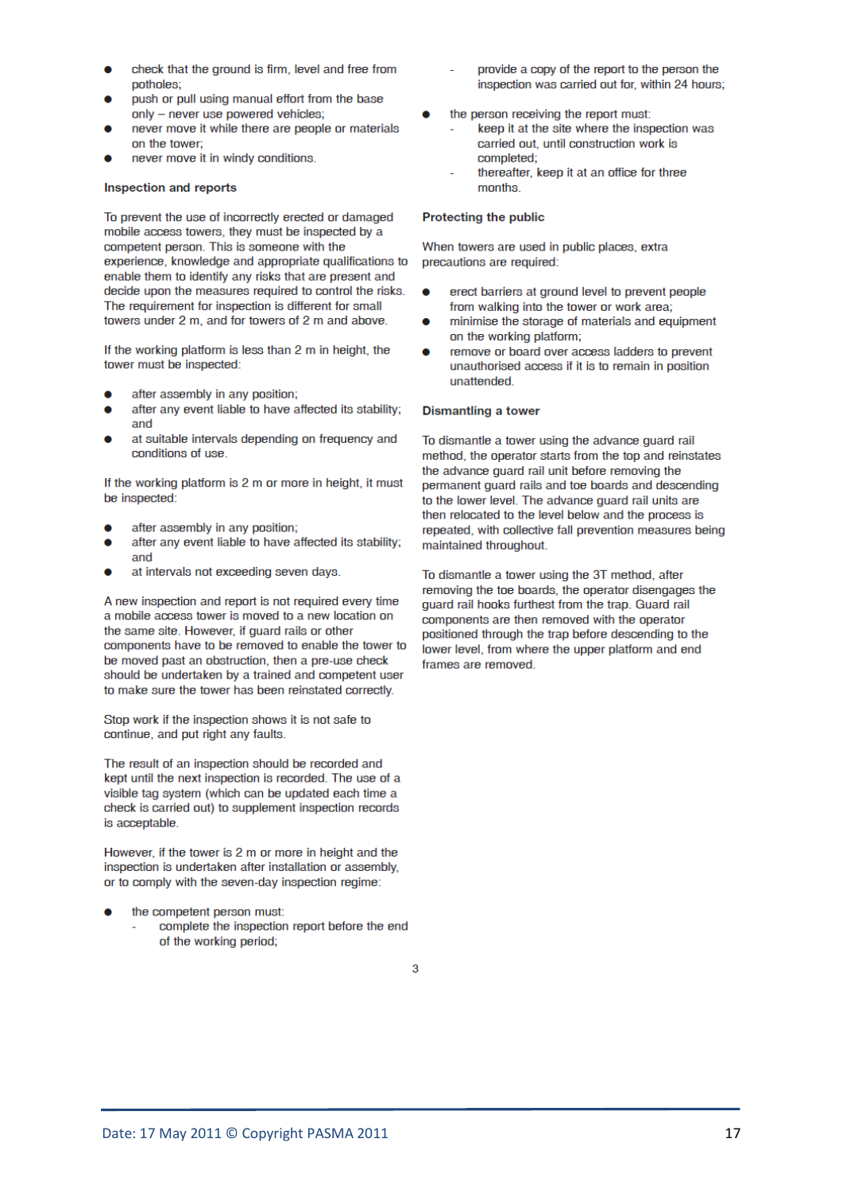- check that the ground is firm, level and free from potholes;
- push or pull using manual effort from the base only – never use powered vehicles;
- never move it while there are people or materials on the tower;
- never move it in windy conditions.

### Inspection and reports

To prevent the use of incorrectly erected or damaged mobile access towers, they must be inspected by a competent person. This is someone with the experience, knowledge and appropriate qualifications to enable them to identify any risks that are present and decide upon the measures required to control the risks. The requirement for inspection is different for small towers under 2 m, and for towers of 2 m and above.

If the working platform is less than 2 m in height, the tower must be inspected:

- after assembly in any position;
- after any event liable to have affected its stability; and
- at suitable intervals depending on frequency and conditions of use.

If the working platform is 2 m or more in height, it must be inspected:

- after assembly in any position;
- after any event liable to have affected its stability; and
- at intervals not exceeding seven days.

A new inspection and report is not required every time a mobile access tower is moved to a new location on the same site. However, if guard rails or other components have to be removed to enable the tower to be moved past an obstruction, then a pre-use check should be undertaken by a trained and competent user to make sure the tower has been reinstated correctly.

Stop work if the inspection shows it is not safe to continue, and put right any faults.

The result of an inspection should be recorded and kept until the next inspection is recorded. The use of a visible tag system (which can be updated each time a check is carried out) to supplement inspection records is acceptable.

However, if the tower is 2 m or more in height and the inspection is undertaken after installation or assembly, or to comply with the seven-day inspection regime:

- the competent person must:
  - complete the inspection report before the end of the working period;
  - provide a copy of the report to the person the inspection was carried out for, within 24 hours;
- the person receiving the report must:
  - keep it at the site where the inspection was carried out, until construction work is completed;
  - thereafter, keep it at an office for three months.

### Protecting the public

When towers are used in public places, extra precautions are required:

- erect barriers at ground level to prevent people from walking into the tower or work area;
- minimise the storage of materials and equipment on the working platform;
- remove or board over access ladders to prevent unauthorised access if it is to remain in position unattended.

### Dismantling a tower

To dismantle a tower using the advance guard rail method, the operator starts from the top and reinstates the advance guard rail unit before removing the permanent guard rails and toe boards and descending to the lower level. The advance guard rail units are then relocated to the level below and the process is repeated, with collective fall prevention measures being maintained throughout.

To dismantle a tower using the 3T method, after removing the toe boards, the operator disengages the guard rail hooks furthest from the trap. Guard rail components are then removed with the operator positioned through the trap before descending to the lower level, from where the upper platform and end frames are removed.

Date: 17 May 2011 © Copyright PASMA 2011